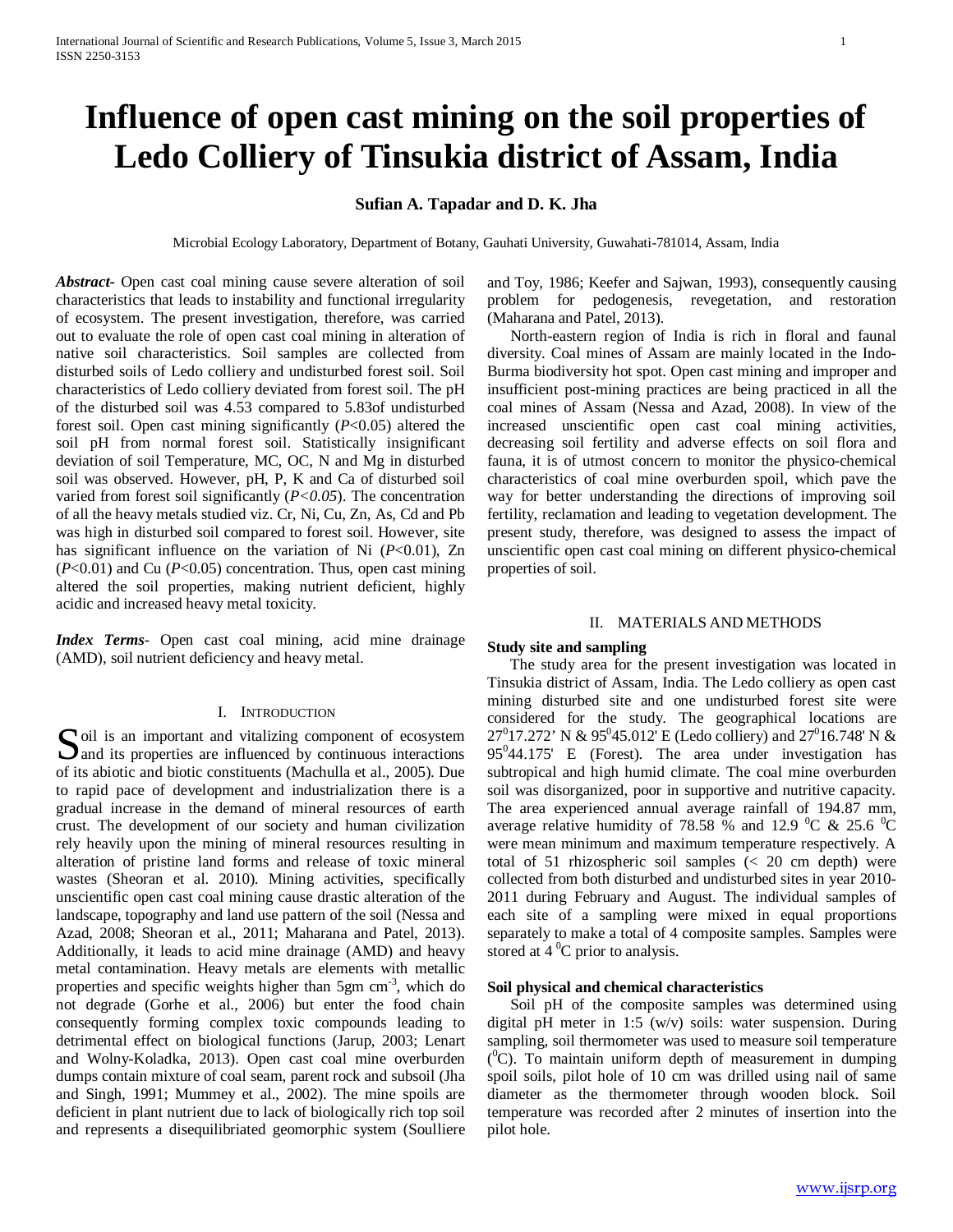# Influence of open cast mining on the soil properties of Ledo Colliery of Tinsukia district of Assam, India

**Sufian A. Tapadar and D. K. Jha**

Microbial Ecology Laboratory, Department of Botany, Gauhati University, Guwahati-781014, Assam, India

***Abstract-*** Open cast coal mining cause severe alteration of soil characteristics that leads to instability and functional irregularity of ecosystem. The present investigation, therefore, was carried out to evaluate the role of open cast coal mining in alteration of native soil characteristics. Soil samples are collected from disturbed soils of Ledo colliery and undisturbed forest soil. Soil characteristics of Ledo colliery deviated from forest soil. The pH of the disturbed soil was 4.53 compared to 5.83of undisturbed forest soil. Open cast mining significantly ($P$<0.05) altered the soil pH from normal forest soil. Statistically insignificant deviation of soil Temperature, MC, OC, N and Mg in disturbed soil was observed. However, pH, P, K and Ca of disturbed soil varied from forest soil significantly ($P<0.05$). The concentration of all the heavy metals studied viz. Cr, Ni, Cu, Zn, As, Cd and Pb was high in disturbed soil compared to forest soil. However, site has significant influence on the variation of Ni ($P$<0.01), Zn ($P$<0.01) and Cu ($P$<0.05) concentration. Thus, open cast mining altered the soil properties, making nutrient deficient, highly acidic and increased heavy metal toxicity.

***Index Terms-*** Open cast coal mining, acid mine drainage (AMD), soil nutrient deficiency and heavy metal.

## I. Introduction

Soil is an important and vitalizing component of ecosystem and its properties are influenced by continuous interactions of its abiotic and biotic constituents (Machulla et al., 2005). Due to rapid pace of development and industrialization there is a gradual increase in the demand of mineral resources of earth crust. The development of our society and human civilization rely heavily upon the mining of mineral resources resulting in alteration of pristine land forms and release of toxic mineral wastes (Sheoran et al. 2010). Mining activities, specifically unscientific open cast coal mining cause drastic alteration of the landscape, topography and land use pattern of the soil (Nessa and Azad, 2008; Sheoran et al., 2011; Maharana and Patel, 2013). Additionally, it leads to acid mine drainage (AMD) and heavy metal contamination. Heavy metals are elements with metallic properties and specific weights higher than 5gm $cm^{-3}$, which do not degrade (Gorhe et al., 2006) but enter the food chain consequently forming complex toxic compounds leading to detrimental effect on biological functions (Jarup, 2003; Lenart and Wolny-Koladka, 2013). Open cast coal mine overburden dumps contain mixture of coal seam, parent rock and subsoil (Jha and Singh, 1991; Mummey et al., 2002). The mine spoils are deficient in plant nutrient due to lack of biologically rich top soil and represents a disequilibriated geomorphic system (Soulliere and Toy, 1986; Keefer and Sajwan, 1993), consequently causing problem for pedogenesis, revegetation, and restoration (Maharana and Patel, 2013).

North-eastern region of India is rich in floral and faunal diversity. Coal mines of Assam are mainly located in the Indo-Burma biodiversity hot spot. Open cast mining and improper and insufficient post-mining practices are being practiced in all the coal mines of Assam (Nessa and Azad, 2008). In view of the increased unscientific open cast coal mining activities, decreasing soil fertility and adverse effects on soil flora and fauna, it is of utmost concern to monitor the physico-chemical characteristics of coal mine overburden spoil, which pave the way for better understanding the directions of improving soil fertility, reclamation and leading to vegetation development. The present study, therefore, was designed to assess the impact of unscientific open cast coal mining on different physico-chemical properties of soil.

## II. Materials and Methods

### Study site and sampling

The study area for the present investigation was located in Tinsukia district of Assam, India. The Ledo colliery as open cast mining disturbed site and one undisturbed forest site were considered for the study. The geographical locations are $27^0$17.272' N & $95^0$45.012' E (Ledo colliery) and $27^0$16.748' N & $95^0$44.175' E (Forest). The area under investigation has subtropical and high humid climate. The coal mine overburden soil was disorganized, poor in supportive and nutritive capacity. The area experienced annual average rainfall of 194.87 mm, average relative humidity of 78.58 % and 12.9 $^0$C & 25.6 $^0$C were mean minimum and maximum temperature respectively. A total of 51 rhizospheric soil samples (< 20 cm depth) were collected from both disturbed and undisturbed sites in year 2010-2011 during February and August. The individual samples of each site of a sampling were mixed in equal proportions separately to make a total of 4 composite samples. Samples were stored at 4 $^0$C prior to analysis.

### Soil physical and chemical characteristics

Soil pH of the composite samples was determined using digital pH meter in 1:5 (w/v) soils: water suspension. During sampling, soil thermometer was used to measure soil temperature ($^0$C). To maintain uniform depth of measurement in dumping spoil soils, pilot hole of 10 cm was drilled using nail of same diameter as the thermometer through wooden block. Soil temperature was recorded after 2 minutes of insertion into the pilot hole.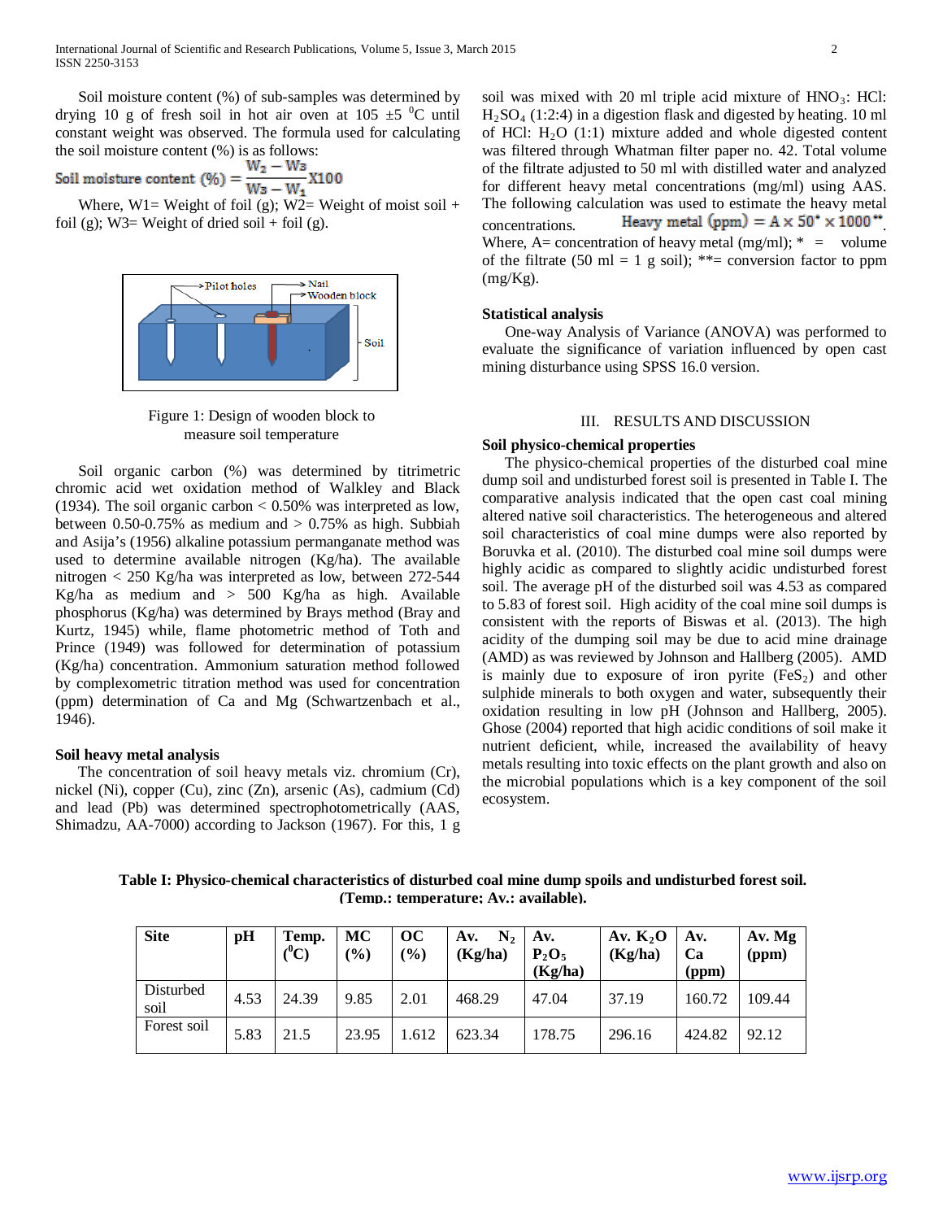Soil moisture content (%) of sub-samples was determined by drying 10 g of fresh soil in hot air oven at 105 ±5 $^0$C until constant weight was observed. The formula used for calculating the soil moisture content (%) is as follows:

$$\text{Soil moisture content } (\%) = \frac{W_2 - W_3}{W_3 - W_1} X100$$

Where, W1= Weight of foil (g); W2= Weight of moist soil + foil (g); W3= Weight of dried soil + foil (g).

Figure 1: Design of wooden block to measure soil temperature

Soil organic carbon (%) was determined by titrimetric chromic acid wet oxidation method of Walkley and Black (1934). The soil organic carbon < 0.50% was interpreted as low, between 0.50-0.75% as medium and > 0.75% as high. Subbiah and Asija's (1956) alkaline potassium permanganate method was used to determine available nitrogen (Kg/ha). The available nitrogen < 250 Kg/ha was interpreted as low, between 272-544 Kg/ha as medium and > 500 Kg/ha as high. Available phosphorus (Kg/ha) was determined by Brays method (Bray and Kurtz, 1945) while, flame photometric method of Toth and Prince (1949) was followed for determination of potassium (Kg/ha) concentration. Ammonium saturation method followed by complexometric titration method was used for concentration (ppm) determination of Ca and Mg (Schwartzenbach et al., 1946).

### Soil heavy metal analysis

The concentration of soil heavy metals viz. chromium (Cr), nickel (Ni), copper (Cu), zinc (Zn), arsenic (As), cadmium (Cd) and lead (Pb) was determined spectrophotometrically (AAS, Shimadzu, AA-7000) according to Jackson (1967). For this, 1 g soil was mixed with 20 ml triple acid mixture of $HNO_3$: HCl: $H_2SO_4$ (1:2:4) in a digestion flask and digested by heating. 10 ml of HCl: $H_2O$ (1:1) mixture added and whole digested content was filtered through Whatman filter paper no. 42. Total volume of the filtrate adjusted to 50 ml with distilled water and analyzed for different heavy metal concentrations (mg/ml) using AAS. The following calculation was used to estimate the heavy metal concentrations. $\text{Heavy metal (ppm)} = A \times 50^{*} \times 1000^{**}$.

Where, A= concentration of heavy metal (mg/ml); * = volume of the filtrate (50 ml = 1 g soil); **= conversion factor to ppm (mg/Kg).

### Statistical analysis

One-way Analysis of Variance (ANOVA) was performed to evaluate the significance of variation influenced by open cast mining disturbance using SPSS 16.0 version.

## III. RESULTS AND DISCUSSION

### Soil physico-chemical properties

The physico-chemical properties of the disturbed coal mine dump soil and undisturbed forest soil is presented in Table I. The comparative analysis indicated that the open cast coal mining altered native soil characteristics. The heterogeneous and altered soil characteristics of coal mine dumps were also reported by Boruvka et al. (2010). The disturbed coal mine soil dumps were highly acidic as compared to slightly acidic undisturbed forest soil. The average pH of the disturbed soil was 4.53 as compared to 5.83 of forest soil. High acidity of the coal mine soil dumps is consistent with the reports of Biswas et al. (2013). The high acidity of the dumping soil may be due to acid mine drainage (AMD) as was reviewed by Johnson and Hallberg (2005). AMD is mainly due to exposure of iron pyrite ($FeS_2$) and other sulphide minerals to both oxygen and water, subsequently their oxidation resulting in low pH (Johnson and Hallberg, 2005). Ghose (2004) reported that high acidic conditions of soil make it nutrient deficient, while, increased the availability of heavy metals resulting into toxic effects on the plant growth and also on the microbial populations which is a key component of the soil ecosystem.

**Table I: Physico-chemical characteristics of disturbed coal mine dump spoils and undisturbed forest soil. (Temp.: temperature; Av.: available).**

| Site | pH | Temp. ($^0$C) | MC (%) | OC (%) | Av. $N_2$ (Kg/ha) | Av. $P_2O_5$ (Kg/ha) | Av. $K_2O$ (Kg/ha) | Av. Ca (ppm) | Av. Mg (ppm) |
|---|---|---|---|---|---|---|---|---|---|
| Disturbed soil | 4.53 | 24.39 | 9.85 | 2.01 | 468.29 | 47.04 | 37.19 | 160.72 | 109.44 |
| Forest soil | 5.83 | 21.5 | 23.95 | 1.612 | 623.34 | 178.75 | 296.16 | 424.82 | 92.12 |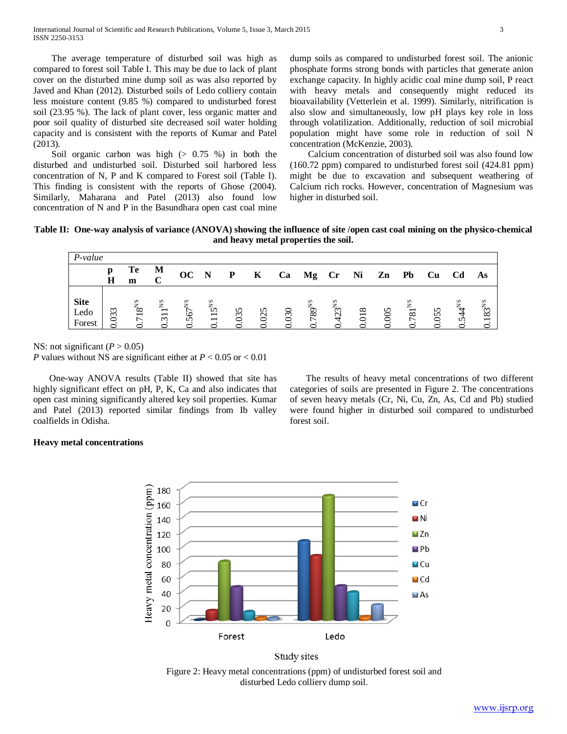The average temperature of disturbed soil was high as compared to forest soil Table I. This may be due to lack of plant cover on the disturbed mine dump soil as was also reported by Javed and Khan (2012). Disturbed soils of Ledo colliery contain less moisture content (9.85 %) compared to undisturbed forest soil (23.95 %). The lack of plant cover, less organic matter and poor soil quality of disturbed site decreased soil water holding capacity and is consistent with the reports of Kumar and Patel (2013).

Soil organic carbon was high (> 0.75 %) in both the disturbed and undisturbed soil. Disturbed soil harbored less concentration of N, P and K compared to Forest soil (Table I). This finding is consistent with the reports of Ghose (2004). Similarly, Maharana and Patel (2013) also found low concentration of N and P in the Basundhara open cast coal mine dump soils as compared to undisturbed forest soil. The anionic phosphate forms strong bonds with particles that generate anion exchange capacity. In highly acidic coal mine dump soil, P react with heavy metals and consequently might reduced its bioavailability (Vetterlein et al. 1999). Similarly, nitrification is also slow and simultaneously, low pH plays key role in loss through volatilization. Additionally, reduction of soil microbial population might have some role in reduction of soil N concentration (McKenzie, 2003).

Calcium concentration of disturbed soil was also found low (160.72 ppm) compared to undisturbed forest soil (424.81 ppm) might be due to excavation and subsequent weathering of Calcium rich rocks. However, concentration of Magnesium was higher in disturbed soil.

**Table II: One-way analysis of variance (ANOVA) showing the influence of site /open cast coal mining on the physico-chemical and heavy metal properties the soil.**

| *P-value* | | | | | | | | | | | | | | | | |
|---|---|---|---|---|---|---|---|---|---|---|---|---|---|---|---|---|
| | pH | Tem | MC | OC | N | P | K | Ca | Mg | Cr | Ni | Zn | Pb | Cu | Cd | As |
| **Site** Ledo Forest | 0.033 | 0.718$^{NS}$ | 0.311$^{NS}$ | 0.567$^{NS}$ | 0.115$^{NS}$ | 0.035 | 0.025 | 0.030 | 0.789$^{NS}$ | 0.423$^{NS}$ | 0.018 | 0.005 | 0.781$^{NS}$ | 0.055 | 0.544$^{NS}$ | 0.183$^{NS}$ |

NS: not significant ($P > 0.05$)
*P* values without NS are significant either at $P < 0.05$ or $< 0.01$

One-way ANOVA results (Table II) showed that site has highly significant effect on pH, P, K, Ca and also indicates that open cast mining significantly altered key soil properties. Kumar and Patel (2013) reported similar findings from Ib valley coalfields in Odisha.

### Heavy metal concentrations

The results of heavy metal concentrations of two different categories of soils are presented in Figure 2. The concentrations of seven heavy metals (Cr, Ni, Cu, Zn, As, Cd and Pb) studied were found higher in disturbed soil compared to undisturbed forest soil.

Figure 2: Heavy metal concentrations (ppm) of undisturbed forest soil and disturbed Ledo colliery dump soil.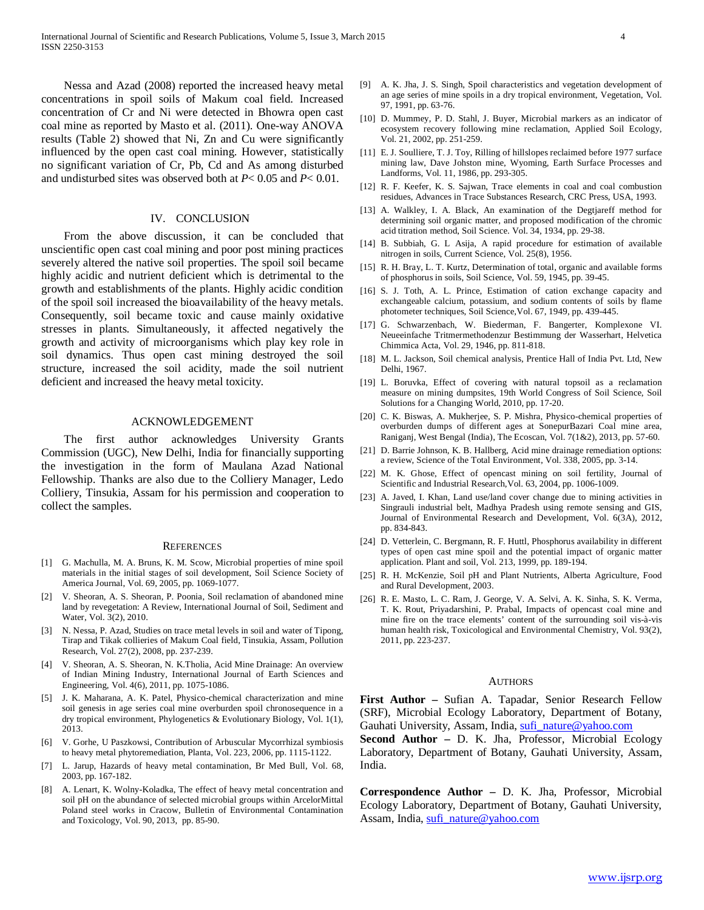Nessa and Azad (2008) reported the increased heavy metal concentrations in spoil soils of Makum coal field. Increased concentration of Cr and Ni were detected in Bhowra open cast coal mine as reported by Masto et al. (2011). One-way ANOVA results (Table 2) showed that Ni, Zn and Cu were significantly influenced by the open cast coal mining. However, statistically no significant variation of Cr, Pb, Cd and As among disturbed and undisturbed sites was observed both at $P < 0.05$ and $P < 0.01$.

## IV. CONCLUSION

From the above discussion, it can be concluded that unscientific open cast coal mining and poor post mining practices severely altered the native soil properties. The spoil soil became highly acidic and nutrient deficient which is detrimental to the growth and establishments of the plants. Highly acidic condition of the spoil soil increased the bioavailability of the heavy metals. Consequently, soil became toxic and cause mainly oxidative stresses in plants. Simultaneously, it affected negatively the growth and activity of microorganisms which play key role in soil dynamics. Thus open cast mining destroyed the soil structure, increased the soil acidity, made the soil nutrient deficient and increased the heavy metal toxicity.

## ACKNOWLEDGEMENT

The first author acknowledges University Grants Commission (UGC), New Delhi, India for financially supporting the investigation in the form of Maulana Azad National Fellowship. Thanks are also due to the Colliery Manager, Ledo Colliery, Tinsukia, Assam for his permission and cooperation to collect the samples.

## REFERENCES

[1] G. Machulla, M. A. Bruns, K. M. Scow, Microbial properties of mine spoil materials in the initial stages of soil development, Soil Science Society of America Journal, Vol. 69, 2005, pp. 1069-1077.

[2] V. Sheoran, A. S. Sheoran, P. Poonia, Soil reclamation of abandoned mine land by revegetation: A Review, International Journal of Soil, Sediment and Water, Vol. 3(2), 2010.

[3] N. Nessa, P. Azad, Studies on trace metal levels in soil and water of Tipong, Tirap and Tikak collieries of Makum Coal field, Tinsukia, Assam, Pollution Research, Vol. 27(2), 2008, pp. 237-239.

[4] V. Sheoran, A. S. Sheoran, N. K.Tholia, Acid Mine Drainage: An overview of Indian Mining Industry, International Journal of Earth Sciences and Engineering, Vol. 4(6), 2011, pp. 1075-1086.

[5] J. K. Maharana, A. K. Patel, Physico-chemical characterization and mine soil genesis in age series coal mine overburden spoil chronosequence in a dry tropical environment, Phylogenetics & Evolutionary Biology, Vol. 1(1), 2013.

[6] V. Gorhe, U Paszkowsi, Contribution of Arbuscular Mycorrhizal symbiosis to heavy metal phytoremediation, Planta, Vol. 223, 2006, pp. 1115-1122.

[7] L. Jarup, Hazards of heavy metal contamination, Br Med Bull, Vol. 68, 2003, pp. 167-182.

[8] A. Lenart, K. Wolny-Koladka, The effect of heavy metal concentration and soil pH on the abundance of selected microbial groups within ArcelorMittal Poland steel works in Cracow, Bulletin of Environmental Contamination and Toxicology, Vol. 90, 2013, pp. 85-90.

[9] A. K. Jha, J. S. Singh, Spoil characteristics and vegetation development of an age series of mine spoils in a dry tropical environment, Vegetation, Vol. 97, 1991, pp. 63-76.

[10] D. Mummey, P. D. Stahl, J. Buyer, Microbial markers as an indicator of ecosystem recovery following mine reclamation, Applied Soil Ecology, Vol. 21, 2002, pp. 251-259.

[11] E. J. Soulliere, T. J. Toy, Rilling of hillslopes reclaimed before 1977 surface mining law, Dave Johston mine, Wyoming, Earth Surface Processes and Landforms, Vol. 11, 1986, pp. 293-305.

[12] R. F. Keefer, K. S. Sajwan, Trace elements in coal and coal combustion residues, Advances in Trace Substances Research, CRC Press, USA, 1993.

[13] A. Walkley, I. A. Black, An examination of the Degtjareff method for determining soil organic matter, and proposed modification of the chromic acid titration method, Soil Science. Vol. 34, 1934, pp. 29-38.

[14] B. Subbiah, G. L Asija, A rapid procedure for estimation of available nitrogen in soils, Current Science, Vol. 25(8), 1956.

[15] R. H. Bray, L. T. Kurtz, Determination of total, organic and available forms of phosphorus in soils, Soil Science, Vol. 59, 1945, pp. 39-45.

[16] S. J. Toth, A. L. Prince, Estimation of cation exchange capacity and exchangeable calcium, potassium, and sodium contents of soils by flame photometer techniques, Soil Science,Vol. 67, 1949, pp. 439-445.

[17] G. Schwarzenbach, W. Biederman, F. Bangerter, Komplexone VI. Neueeinfache Tritmermethodenzur Bestimmung der Wasserhart, Helvetica Chimmica Acta, Vol. 29, 1946, pp. 811-818.

[18] M. L. Jackson, Soil chemical analysis, Prentice Hall of India Pvt. Ltd, New Delhi, 1967.

[19] L. Boruvka, Effect of covering with natural topsoil as a reclamation measure on mining dumpsites, 19th World Congress of Soil Science, Soil Solutions for a Changing World, 2010, pp. 17-20.

[20] C. K. Biswas, A. Mukherjee, S. P. Mishra, Physico-chemical properties of overburden dumps of different ages at SonepurBazari Coal mine area, Raniganj, West Bengal (India), The Ecoscan, Vol. 7(1&2), 2013, pp. 57-60.

[21] D. Barrie Johnson, K. B. Hallberg, Acid mine drainage remediation options: a review, Science of the Total Environment, Vol. 338, 2005, pp. 3-14.

[22] M. K. Ghose, Effect of opencast mining on soil fertility, Journal of Scientific and Industrial Research,Vol. 63, 2004, pp. 1006-1009.

[23] A. Javed, I. Khan, Land use/land cover change due to mining activities in Singrauli industrial belt, Madhya Pradesh using remote sensing and GIS, Journal of Environmental Research and Development, Vol. 6(3A), 2012, pp. 834-843.

[24] D. Vetterlein, C. Bergmann, R. F. Huttl, Phosphorus availability in different types of open cast mine spoil and the potential impact of organic matter application. Plant and soil, Vol. 213, 1999, pp. 189-194.

[25] R. H. McKenzie, Soil pH and Plant Nutrients, Alberta Agriculture, Food and Rural Development, 2003.

[26] R. E. Masto, L. C. Ram, J. George, V. A. Selvi, A. K. Sinha, S. K. Verma, T. K. Rout, Priyadarshini, P. Prabal, Impacts of opencast coal mine and mine fire on the trace elements' content of the surrounding soil vis-à-vis human health risk, Toxicological and Environmental Chemistry, Vol. 93(2), 2011, pp. 223-237.

## AUTHORS

**First Author –** Sufian A. Tapadar, Senior Research Fellow (SRF), Microbial Ecology Laboratory, Department of Botany, Gauhati University, Assam, India, sufi_nature@yahoo.com

**Second Author –** D. K. Jha, Professor, Microbial Ecology Laboratory, Department of Botany, Gauhati University, Assam, India.

**Correspondence Author –** D. K. Jha, Professor, Microbial Ecology Laboratory, Department of Botany, Gauhati University, Assam, India, sufi_nature@yahoo.com